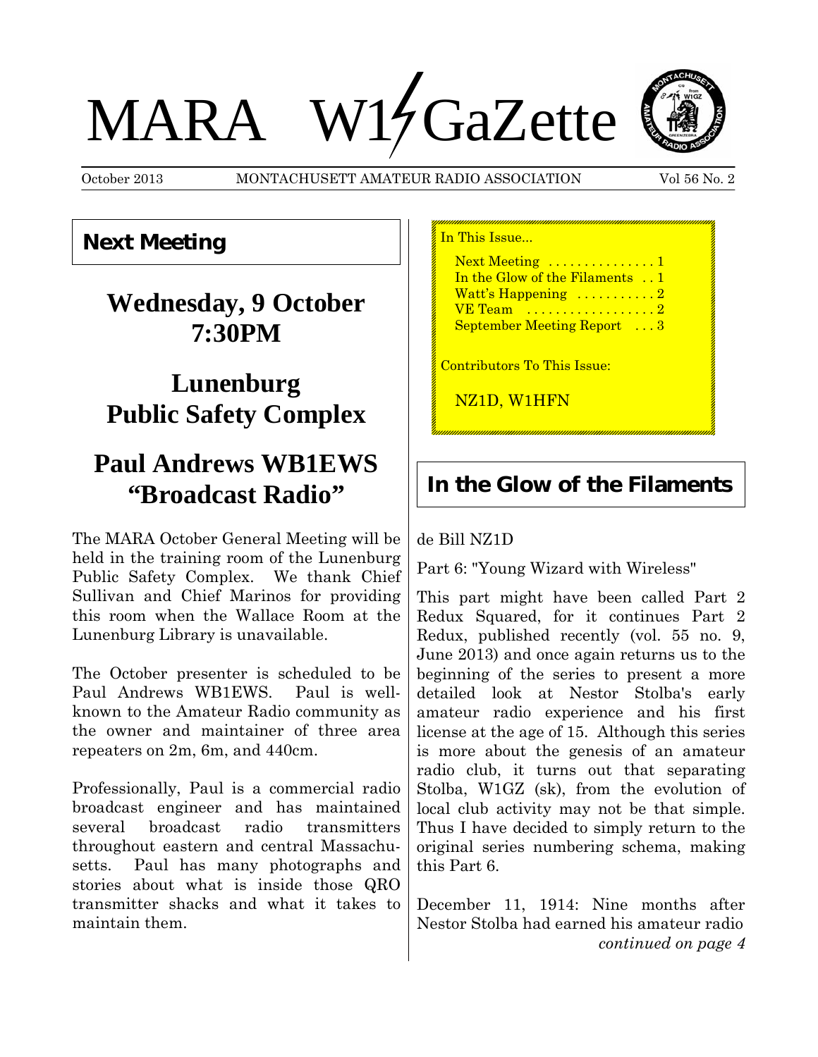# MARA W1GaZette

October 2013 MONTACHUSETT AMATEUR RADIO ASSOCIATION Vol 56 No. 2

## Next Meeting

### Wednesday, 9 October 7:30PM

### Lunenburg Public Safety Complex

### Paul Andrews WB1EWS "Broadcast Radio"

The MARA October General Meeting will be held in the training room of the Lunenburg Public Safety Complex. We thank Chief Sullivan and Chief Marinos for providing this room when the Wallace Room at the Lunenburg Library is unavailable.

The October presenter is scheduled to be Paul Andrews WB1EWS. Paul is well-known to the Amateur Radio community as the owner and maintainer of three area repeaters on 2m, 6m, and 440cm.

Professionally, Paul is a commercial radio broadcast engineer and has maintained several broadcast radio transmitters throughout eastern and central Massachusetts. Paul has many photographs and stories about what is inside those QRO transmitter shacks and what it takes to maintain them.

In This Issue...

- Next Meeting . . . . . . . . . . . . . . . 1
- In the Glow of the Filaments . . 1
- Watt's Happening . . . . . . . . . . . 2
- VE Team . . . . . . . . . . . . . . . . . . 2
- September Meeting Report . . . 3

Contributors To This Issue:

NZ1D, W1HFN

## In the Glow of the Filaments

de Bill NZ1D

Part 6: "Young Wizard with Wireless"

This part might have been called Part 2 Redux Squared, for it continues Part 2 Redux, published recently (vol. 55 no. 9, June 2013) and once again returns us to the beginning of the series to present a more detailed look at Nestor Stolba's early amateur radio experience and his first license at the age of 15. Although this series is more about the genesis of an amateur radio club, it turns out that separating Stolba, W1GZ (sk), from the evolution of local club activity may not be that simple. Thus I have decided to simply return to the original series numbering schema, making this Part 6.

December 11, 1914: Nine months after Nestor Stolba had earned his amateur radio

*continued on page 4*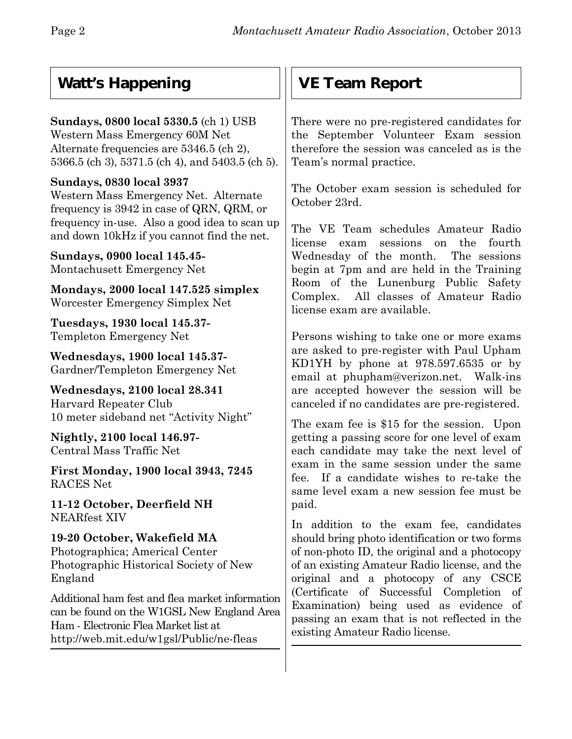## Watt's Happening

**Sundays, 0800 local 5330.5** (ch 1) USB
Western Mass Emergency 60M Net
Alternate frequencies are 5346.5 (ch 2), 5366.5 (ch 3), 5371.5 (ch 4), and 5403.5 (ch 5).

**Sundays, 0830 local 3937**
Western Mass Emergency Net. Alternate frequency is 3942 in case of QRN, QRM, or frequency in-use. Also a good idea to scan up and down 10kHz if you cannot find the net.

**Sundays, 0900 local 145.45-**
Montachusett Emergency Net

**Mondays, 2000 local 147.525 simplex**
Worcester Emergency Simplex Net

**Tuesdays, 1930 local 145.37-**
Templeton Emergency Net

**Wednesdays, 1900 local 145.37-**
Gardner/Templeton Emergency Net

**Wednesdays, 2100 local 28.341**
Harvard Repeater Club
10 meter sideband net "Activity Night"

**Nightly, 2100 local 146.97-**
Central Mass Traffic Net

**First Monday, 1900 local 3943, 7245**
RACES Net

**11-12 October, Deerfield NH**
NEARfest XIV

**19-20 October, Wakefield MA**
Photographica; Americal Center
Photographic Historical Society of New England

Additional ham fest and flea market information can be found on the W1GSL New England Area Ham - Electronic Flea Market list at http://web.mit.edu/w1gsl/Public/ne-fleas

## VE Team Report

There were no pre-registered candidates for the September Volunteer Exam session therefore the session was canceled as is the Team's normal practice.

The October exam session is scheduled for October 23rd.

The VE Team schedules Amateur Radio license exam sessions on the fourth Wednesday of the month. The sessions begin at 7pm and are held in the Training Room of the Lunenburg Public Safety Complex. All classes of Amateur Radio license exam are available.

Persons wishing to take one or more exams are asked to pre-register with Paul Upham KD1YH by phone at 978.597.6535 or by email at phupham@verizon.net. Walk-ins are accepted however the session will be canceled if no candidates are pre-registered.

The exam fee is $15 for the session. Upon getting a passing score for one level of exam each candidate may take the next level of exam in the same session under the same fee. If a candidate wishes to re-take the same level exam a new session fee must be paid.

In addition to the exam fee, candidates should bring photo identification or two forms of non-photo ID, the original and a photocopy of an existing Amateur Radio license, and the original and a photocopy of any CSCE (Certificate of Successful Completion of Examination) being used as evidence of passing an exam that is not reflected in the existing Amateur Radio license.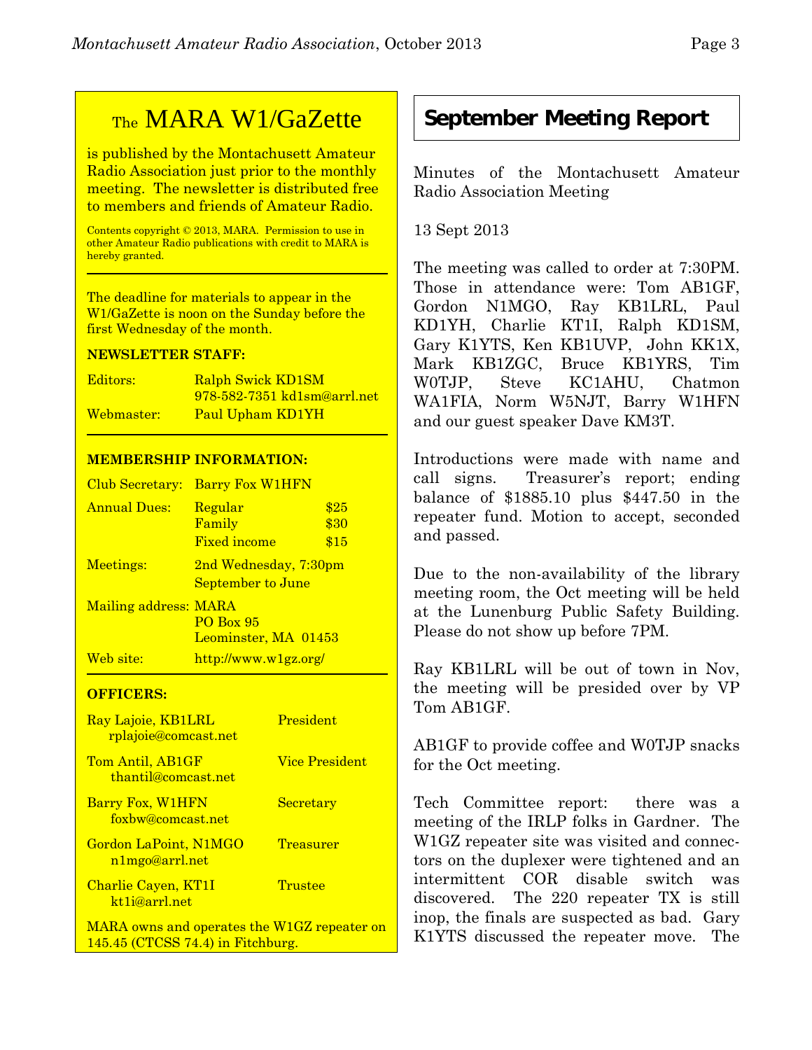## The MARA W1/GaZette

is published by the Montachusett Amateur Radio Association just prior to the monthly meeting. The newsletter is distributed free to members and friends of Amateur Radio.

Contents copyright © 2013, MARA. Permission to use in other Amateur Radio publications with credit to MARA is hereby granted.

The deadline for materials to appear in the W1/GaZette is noon on the Sunday before the first Wednesday of the month.

**NEWSLETTER STAFF:**

| | |
|---|---|
| Editors: | Ralph Swick KD1SM<br>978-582-7351 kd1sm@arrl.net |
| Webmaster: | Paul Upham KD1YH |

**MEMBERSHIP INFORMATION:**

| | | |
|---|---|---|
| Club Secretary: | Barry Fox W1HFN | |
| Annual Dues: | Regular | $25 |
| | Family | $30 |
| | Fixed income | $15 |
| Meetings: | 2nd Wednesday, 7:30pm<br>September to June | |
| Mailing address: | MARA<br>PO Box 95<br>Leominster, MA 01453 | |
| Web site: | http://www.w1gz.org/ | |

**OFFICERS:**

| | |
|---|---|
| Ray Lajoie, KB1LRL<br>rplajoie@comcast.net | President |
| Tom Antil, AB1GF<br>thantil@comcast.net | Vice President |
| Barry Fox, W1HFN<br>foxbw@comcast.net | Secretary |
| Gordon LaPoint, N1MGO<br>n1mgo@arrl.net | Treasurer |
| Charlie Cayen, KT1I<br>kt1i@arrl.net | Trustee |

MARA owns and operates the W1GZ repeater on 145.45 (CTCSS 74.4) in Fitchburg.

## September Meeting Report

Minutes of the Montachusett Amateur Radio Association Meeting

13 Sept 2013

The meeting was called to order at 7:30PM. Those in attendance were: Tom AB1GF, Gordon N1MGO, Ray KB1LRL, Paul KD1YH, Charlie KT1I, Ralph KD1SM, Gary K1YTS, Ken KB1UVP, John KK1X, Mark KB1ZGC, Bruce KB1YRS, Tim W0TJP, Steve KC1AHU, Chatmon WA1FIA, Norm W5NJT, Barry W1HFN and our guest speaker Dave KM3T.

Introductions were made with name and call signs. Treasurer's report; ending balance of $1885.10 plus $447.50 in the repeater fund. Motion to accept, seconded and passed.

Due to the non-availability of the library meeting room, the Oct meeting will be held at the Lunenburg Public Safety Building. Please do not show up before 7PM.

Ray KB1LRL will be out of town in Nov, the meeting will be presided over by VP Tom AB1GF.

AB1GF to provide coffee and W0TJP snacks for the Oct meeting.

Tech Committee report: there was a meeting of the IRLP folks in Gardner. The W1GZ repeater site was visited and connectors on the duplexer were tightened and an intermittent COR disable switch was discovered. The 220 repeater TX is still inop, the finals are suspected as bad. Gary K1YTS discussed the repeater move. The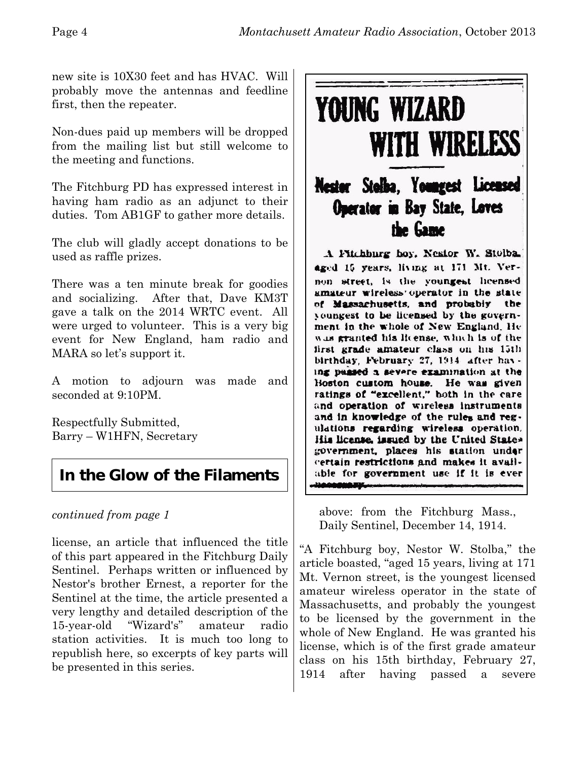new site is 10X30 feet and has HVAC. Will probably move the antennas and feedline first, then the repeater.

Non-dues paid up members will be dropped from the mailing list but still welcome to the meeting and functions.

The Fitchburg PD has expressed interest in having ham radio as an adjunct to their duties. Tom AB1GF to gather more details.

The club will gladly accept donations to be used as raffle prizes.

There was a ten minute break for goodies and socializing. After that, Dave KM3T gave a talk on the 2014 WRTC event. All were urged to volunteer. This is a very big event for New England, ham radio and MARA so let's support it.

A motion to adjourn was made and seconded at 9:10PM.

Respectfully Submitted,
Barry – W1HFN, Secretary

## In the Glow of the Filaments

*continued from page 1*

license, an article that influenced the title of this part appeared in the Fitchburg Daily Sentinel. Perhaps written or influenced by Nestor's brother Ernest, a reporter for the Sentinel at the time, the article presented a very lengthy and detailed description of the 15-year-old "Wizard's" amateur radio station activities. It is much too long to republish here, so excerpts of key parts will be presented in this series.

**YOUNG WIZARD WITH WIRELESS**

**Nestor Stolba, Youngest Licensed Operator in Bay State, Loves the Game**

A Fitchburg boy, Nestor W. Stolba, aged 15 years, living at 171 Mt. Vernon street, is the youngest licensed amateur wireless operator in the state of Massachusetts, and probably the youngest to be licensed by the government in the whole of New England. He was granted his license, which is of the first grade amateur class on his 15th birthday, February 27, 1914 after having passed a severe examination at the Boston custom house. He was given ratings of "excellent," both in the care and operation of wireless instruments and in knowledge of the rules and regulations regarding wireless operation. His license, issued by the United States government, places his station under certain restrictions and makes it available for government use if it is ever necessary.

above: from the Fitchburg Mass., Daily Sentinel, December 14, 1914.

"A Fitchburg boy, Nestor W. Stolba," the article boasted, "aged 15 years, living at 171 Mt. Vernon street, is the youngest licensed amateur wireless operator in the state of Massachusetts, and probably the youngest to be licensed by the government in the whole of New England. He was granted his license, which is of the first grade amateur class on his 15th birthday, February 27, 1914 after having passed a severe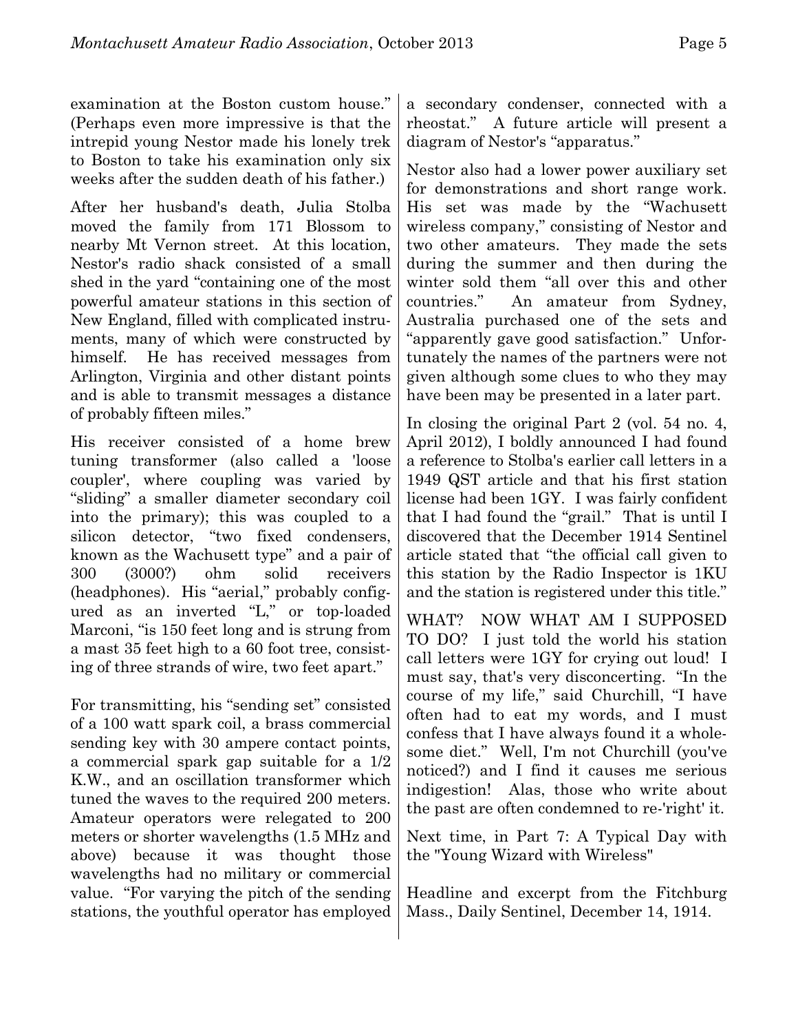examination at the Boston custom house." (Perhaps even more impressive is that the intrepid young Nestor made his lonely trek to Boston to take his examination only six weeks after the sudden death of his father.)

After her husband's death, Julia Stolba moved the family from 171 Blossom to nearby Mt Vernon street. At this location, Nestor's radio shack consisted of a small shed in the yard "containing one of the most powerful amateur stations in this section of New England, filled with complicated instruments, many of which were constructed by himself. He has received messages from Arlington, Virginia and other distant points and is able to transmit messages a distance of probably fifteen miles."

His receiver consisted of a home brew tuning transformer (also called a 'loose coupler', where coupling was varied by "sliding" a smaller diameter secondary coil into the primary); this was coupled to a silicon detector, "two fixed condensers, known as the Wachusett type" and a pair of 300 (3000?) ohm solid receivers (headphones). His "aerial," probably configured as an inverted "L," or top-loaded Marconi, "is 150 feet long and is strung from a mast 35 feet high to a 60 foot tree, consisting of three strands of wire, two feet apart."

For transmitting, his "sending set" consisted of a 100 watt spark coil, a brass commercial sending key with 30 ampere contact points, a commercial spark gap suitable for a 1/2 K.W., and an oscillation transformer which tuned the waves to the required 200 meters. Amateur operators were relegated to 200 meters or shorter wavelengths (1.5 MHz and above) because it was thought those wavelengths had no military or commercial value. "For varying the pitch of the sending stations, the youthful operator has employed a secondary condenser, connected with a rheostat." A future article will present a diagram of Nestor's "apparatus."

Nestor also had a lower power auxiliary set for demonstrations and short range work. His set was made by the "Wachusett wireless company," consisting of Nestor and two other amateurs. They made the sets during the summer and then during the winter sold them "all over this and other countries." An amateur from Sydney, Australia purchased one of the sets and "apparently gave good satisfaction." Unfortunately the names of the partners were not given although some clues to who they may have been may be presented in a later part.

In closing the original Part 2 (vol. 54 no. 4, April 2012), I boldly announced I had found a reference to Stolba's earlier call letters in a 1949 QST article and that his first station license had been 1GY. I was fairly confident that I had found the "grail." That is until I discovered that the December 1914 Sentinel article stated that "the official call given to this station by the Radio Inspector is 1KU and the station is registered under this title."

WHAT? NOW WHAT AM I SUPPOSED TO DO? I just told the world his station call letters were 1GY for crying out loud! I must say, that's very disconcerting. "In the course of my life," said Churchill, "I have often had to eat my words, and I must confess that I have always found it a wholesome diet." Well, I'm not Churchill (you've noticed?) and I find it causes me serious indigestion! Alas, those who write about the past are often condemned to re-'right' it.

Next time, in Part 7: A Typical Day with the "Young Wizard with Wireless"

Headline and excerpt from the Fitchburg Mass., Daily Sentinel, December 14, 1914.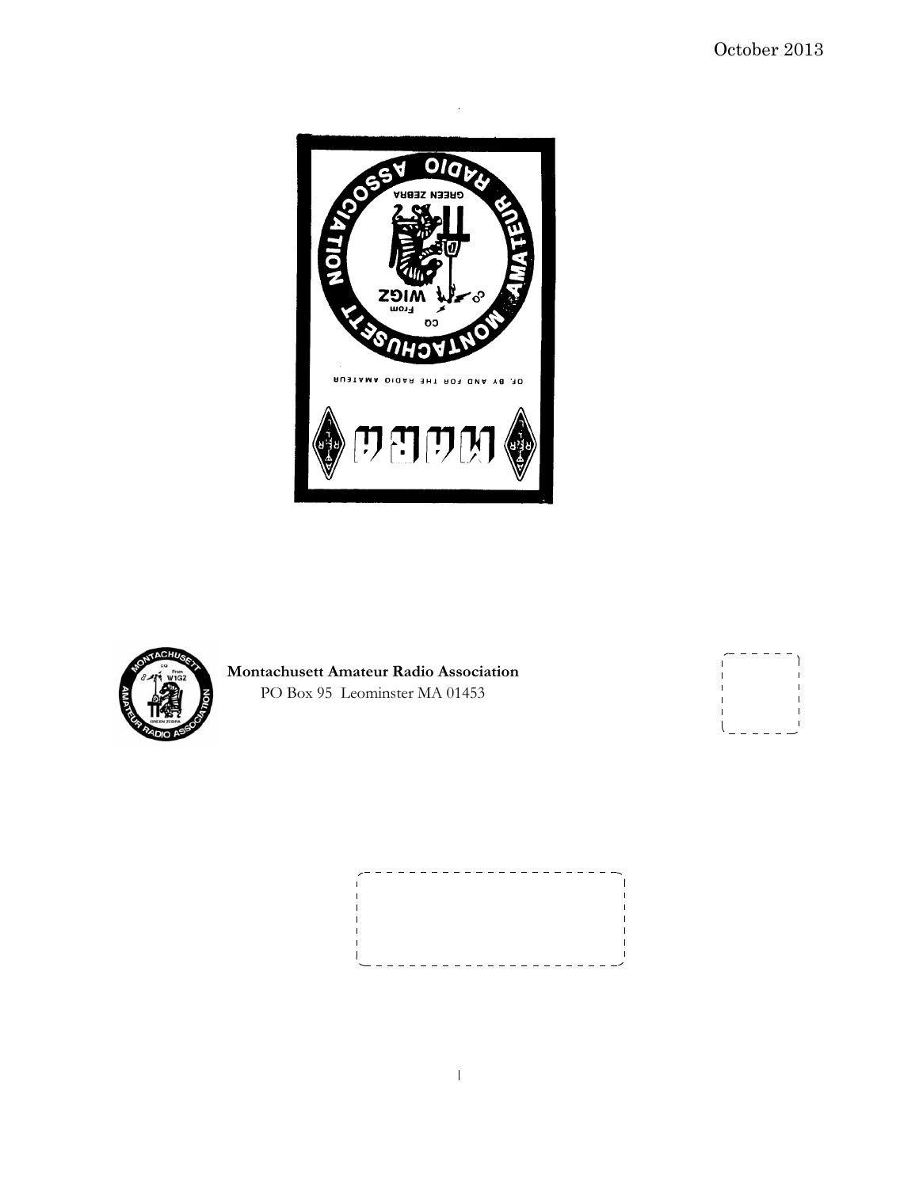**Montachusett Amateur Radio Association**

PO Box 95 Leominster MA 01453